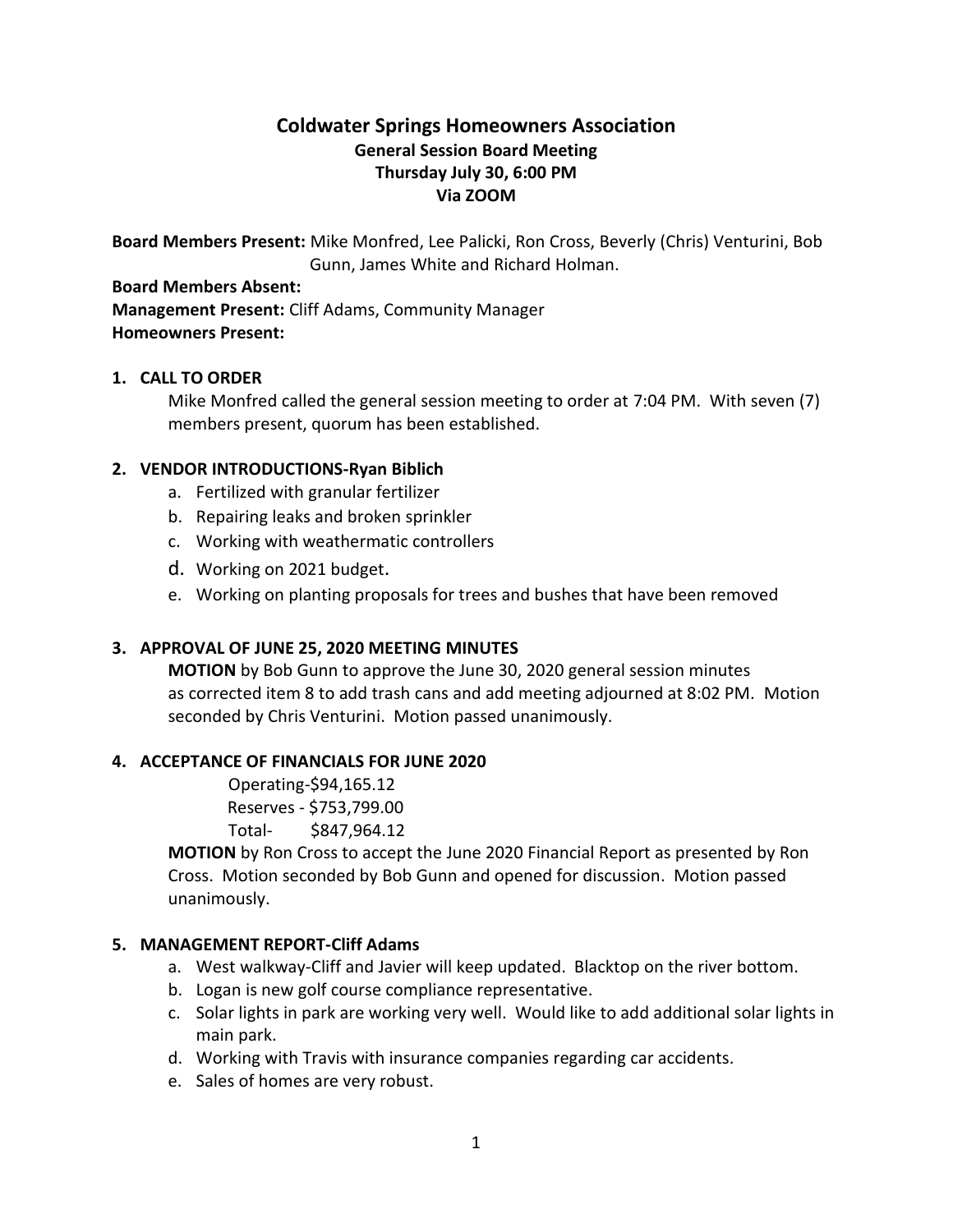# Coldwater Springs Homeowners Association

## General Session Board Meeting

### Thursday July 30, 6:00 PM

### Via ZOOM

**Board Members Present:** Mike Monfred, Lee Palicki, Ron Cross, Beverly (Chris) Venturini, Bob Gunn, James White and Richard Holman.

**Board Members Absent:**

**Management Present:** Cliff Adams, Community Manager

**Homeowners Present:**

1. **CALL TO ORDER**

   Mike Monfred called the general session meeting to order at 7:04 PM. With seven (7) members present, quorum has been established.

2. **VENDOR INTRODUCTIONS-Ryan Biblich**
   a. Fertilized with granular fertilizer
   b. Repairing leaks and broken sprinkler
   c. Working with weathermatic controllers
   d. Working on 2021 budget.
   e. Working on planting proposals for trees and bushes that have been removed

3. **APPROVAL OF JUNE 25, 2020 MEETING MINUTES**

   **MOTION** by Bob Gunn to approve the June 30, 2020 general session minutes as corrected item 8 to add trash cans and add meeting adjourned at 8:02 PM. Motion seconded by Chris Venturini. Motion passed unanimously.

4. **ACCEPTANCE OF FINANCIALS FOR JUNE 2020**

   Operating-$94,165.12
   Reserves - $753,799.00
   Total- $847,964.12

   **MOTION** by Ron Cross to accept the June 2020 Financial Report as presented by Ron Cross. Motion seconded by Bob Gunn and opened for discussion. Motion passed unanimously.

5. **MANAGEMENT REPORT-Cliff Adams**
   a. West walkway-Cliff and Javier will keep updated. Blacktop on the river bottom.
   b. Logan is new golf course compliance representative.
   c. Solar lights in park are working very well. Would like to add additional solar lights in main park.
   d. Working with Travis with insurance companies regarding car accidents.
   e. Sales of homes are very robust.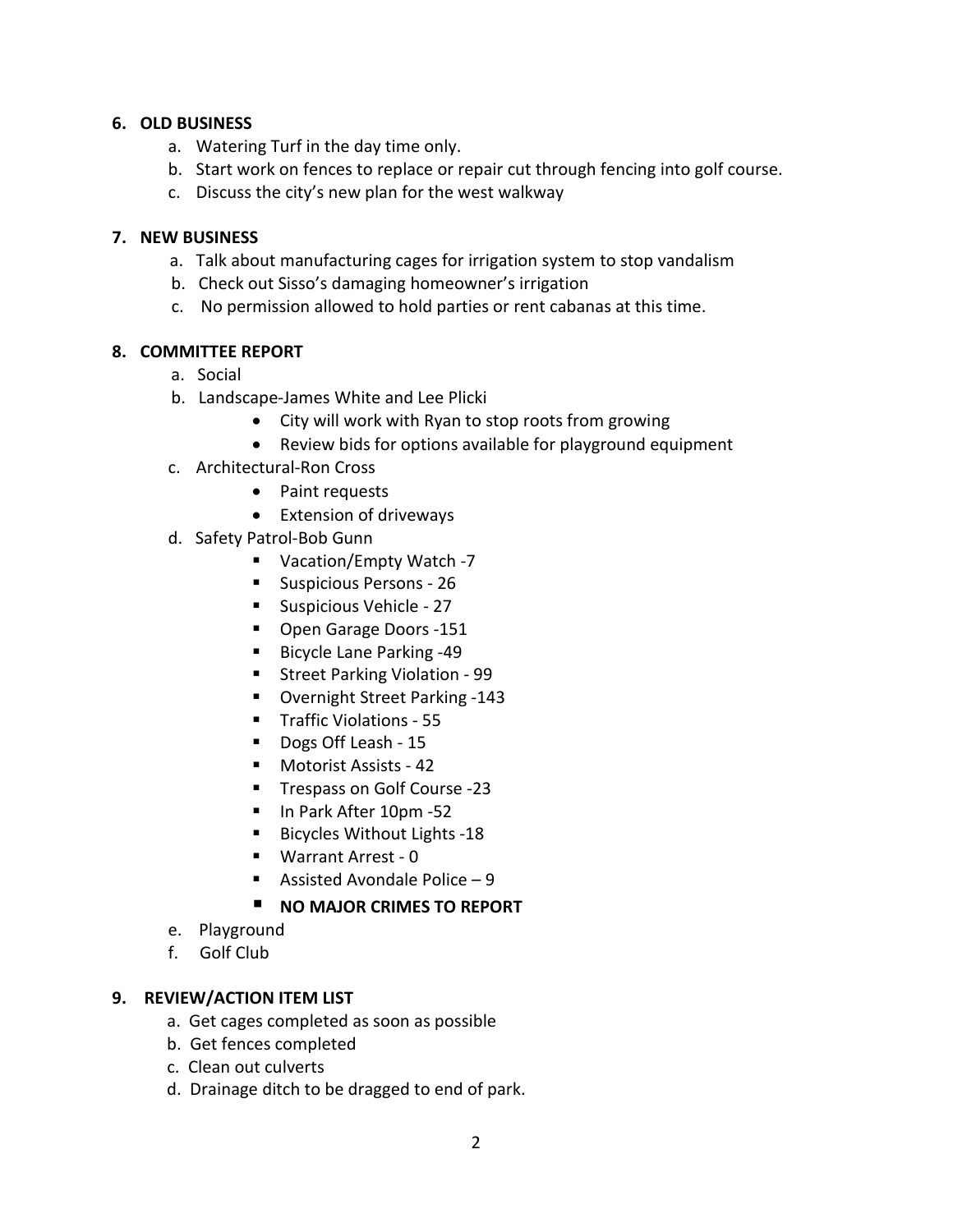6. **OLD BUSINESS**
   a. Watering Turf in the day time only.
   b. Start work on fences to replace or repair cut through fencing into golf course.
   c. Discuss the city's new plan for the west walkway

7. **NEW BUSINESS**
   a. Talk about manufacturing cages for irrigation system to stop vandalism
   b. Check out Sisso's damaging homeowner's irrigation
   c. No permission allowed to hold parties or rent cabanas at this time.

8. **COMMITTEE REPORT**
   a. Social
   b. Landscape-James White and Lee Plicki
      - City will work with Ryan to stop roots from growing
      - Review bids for options available for playground equipment
   c. Architectural-Ron Cross
      - Paint requests
      - Extension of driveways
   d. Safety Patrol-Bob Gunn
      - Vacation/Empty Watch -7
      - Suspicious Persons - 26
      - Suspicious Vehicle - 27
      - Open Garage Doors -151
      - Bicycle Lane Parking -49
      - Street Parking Violation - 99
      - Overnight Street Parking -143
      - Traffic Violations - 55
      - Dogs Off Leash - 15
      - Motorist Assists - 42
      - Trespass on Golf Course -23
      - In Park After 10pm -52
      - Bicycles Without Lights -18
      - Warrant Arrest - 0
      - Assisted Avondale Police – 9
      - **NO MAJOR CRIMES TO REPORT**
   e. Playground
   f. Golf Club

9. **REVIEW/ACTION ITEM LIST**
   a. Get cages completed as soon as possible
   b. Get fences completed
   c. Clean out culverts
   d. Drainage ditch to be dragged to end of park.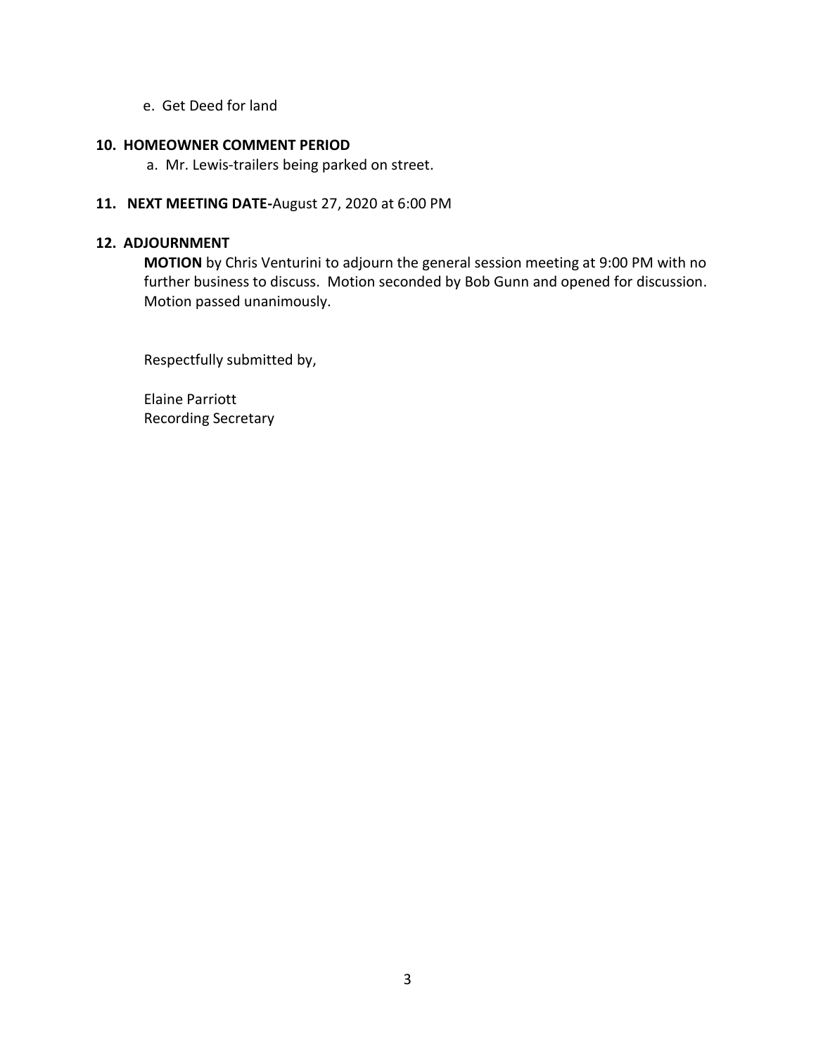e. Get Deed for land

**10. HOMEOWNER COMMENT PERIOD**

a. Mr. Lewis-trailers being parked on street.

**11. NEXT MEETING DATE-**August 27, 2020 at 6:00 PM

**12. ADJOURNMENT**

**MOTION** by Chris Venturini to adjourn the general session meeting at 9:00 PM with no further business to discuss. Motion seconded by Bob Gunn and opened for discussion. Motion passed unanimously.

Respectfully submitted by,

Elaine Parriott
Recording Secretary